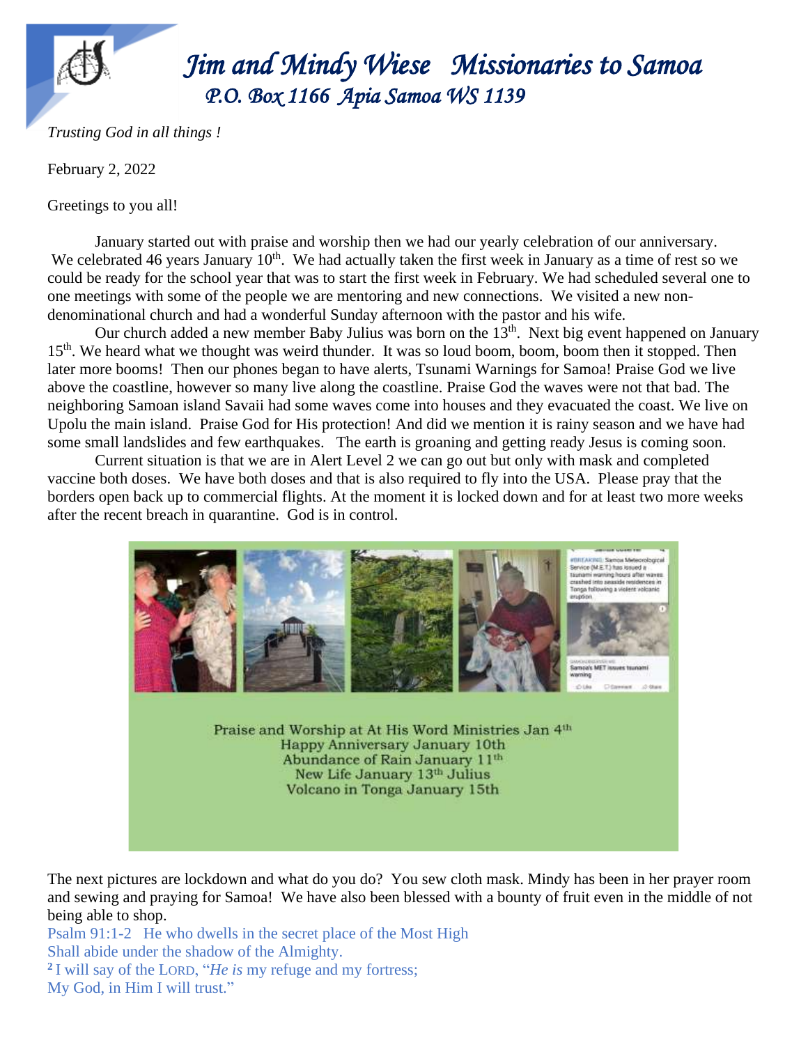# *Jim and Mindy Wiese   Missionaries to Samoa*

## *P.O. Box 1166  Apia Samoa WS 1139*

*Trusting God in all things !*

February 2, 2022

Greetings to you all!

January started out with praise and worship then we had our yearly celebration of our anniversary. We celebrated 46 years January 10th. We had actually taken the first week in January as a time of rest so we could be ready for the school year that was to start the first week in February. We had scheduled several one to one meetings with some of the people we are mentoring and new connections. We visited a new non-denominational church and had a wonderful Sunday afternoon with the pastor and his wife.

Our church added a new member Baby Julius was born on the 13th. Next big event happened on January 15th. We heard what we thought was weird thunder. It was so loud boom, boom, boom then it stopped. Then later more booms! Then our phones began to have alerts, Tsunami Warnings for Samoa! Praise God we live above the coastline, however so many live along the coastline. Praise God the waves were not that bad. The neighboring Samoan island Savaii had some waves come into houses and they evacuated the coast. We live on Upolu the main island. Praise God for His protection! And did we mention it is rainy season and we have had some small landslides and few earthquakes. The earth is groaning and getting ready Jesus is coming soon.

Current situation is that we are in Alert Level 2 we can go out but only with mask and completed vaccine both doses. We have both doses and that is also required to fly into the USA. Please pray that the borders open back up to commercial flights. At the moment it is locked down and for at least two more weeks after the recent breach in quarantine. God is in control.

Praise and Worship at At His Word Ministries Jan 4th
Happy Anniversary January 10th
Abundance of Rain January 11th
New Life January 13th Julius
Volcano in Tonga January 15th

The next pictures are lockdown and what do you do? You sew cloth mask. Mindy has been in her prayer room and sewing and praying for Samoa! We have also been blessed with a bounty of fruit even in the middle of not being able to shop.

Psalm 91:1-2   He who dwells in the secret place of the Most High
Shall abide under the shadow of the Almighty.
2 I will say of the LORD, "*He is* my refuge and my fortress;
My God, in Him I will trust."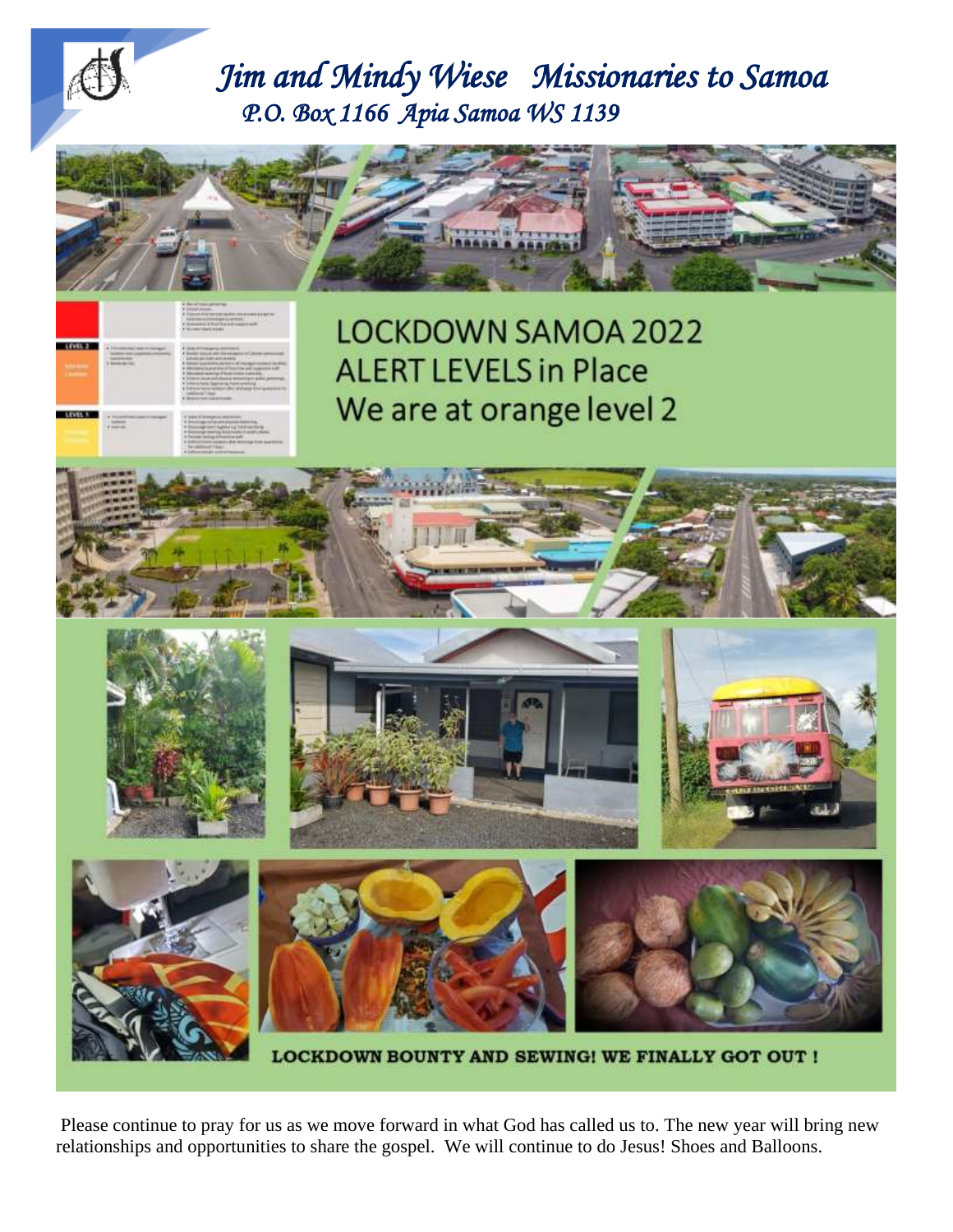# *Jim and Mindy Wiese Missionaries to Samoa*

*P.O. Box 1166 Apia Samoa WS 1139*

LOCKDOWN SAMOA 2022
ALERT LEVELS in Place
We are at orange level 2

LOCKDOWN BOUNTY AND SEWING! WE FINALLY GOT OUT !

Please continue to pray for us as we move forward in what God has called us to. The new year will bring new relationships and opportunities to share the gospel. We will continue to do Jesus! Shoes and Balloons.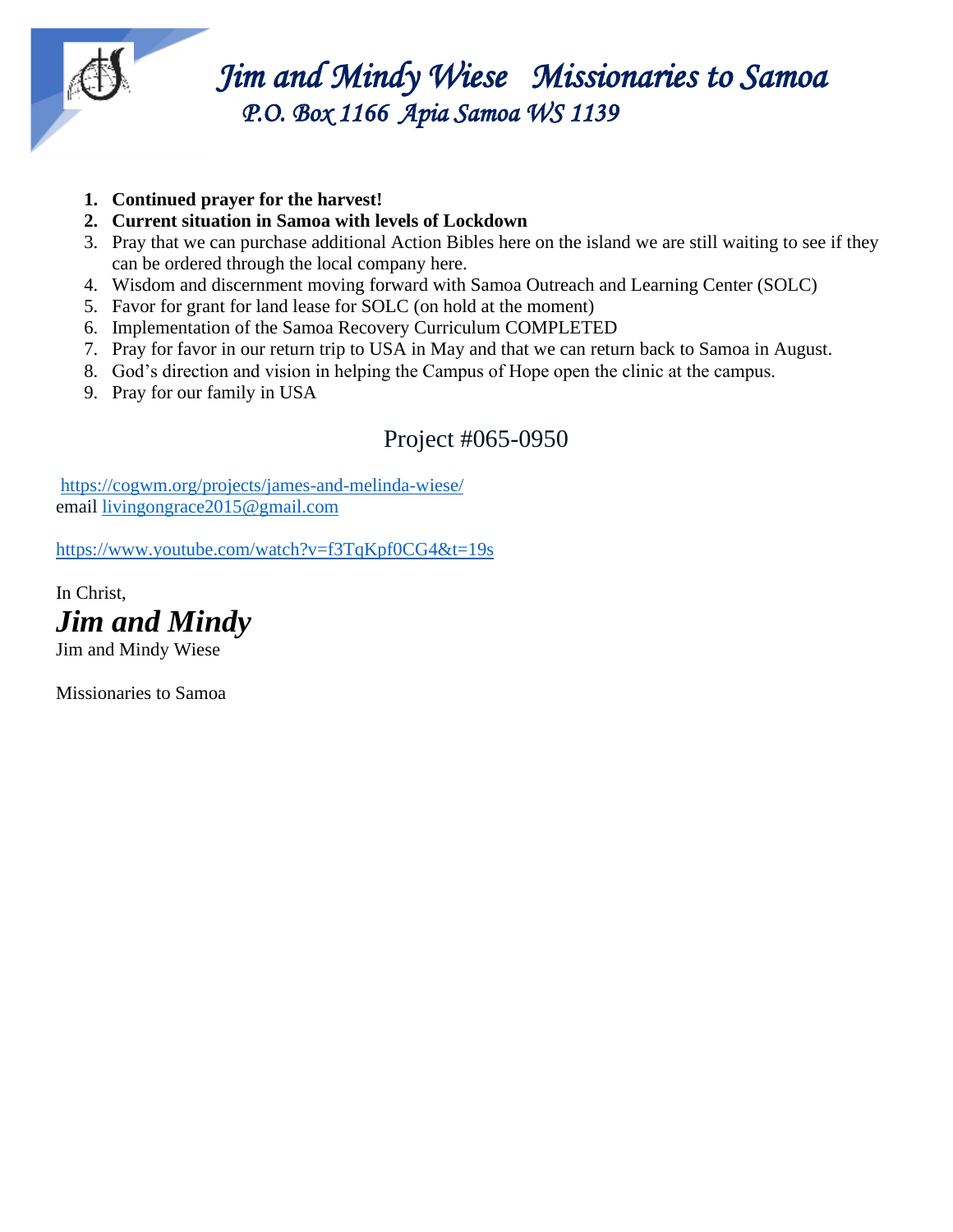*Jim and Mindy Wiese   Missionaries to Samoa*
*P.O. Box 1166  Apia Samoa WS 1139*

1. **Continued prayer for the harvest!**
2. **Current situation in Samoa with levels of Lockdown**
3. Pray that we can purchase additional Action Bibles here on the island we are still waiting to see if they can be ordered through the local company here.
4. Wisdom and discernment moving forward with Samoa Outreach and Learning Center (SOLC)
5. Favor for grant for land lease for SOLC (on hold at the moment)
6. Implementation of the Samoa Recovery Curriculum COMPLETED
7. Pray for favor in our return trip to USA in May and that we can return back to Samoa in August.
8. God's direction and vision in helping the Campus of Hope open the clinic at the campus.
9. Pray for our family in USA

Project #065-0950

https://cogwm.org/projects/james-and-melinda-wiese/
email livingongrace2015@gmail.com

https://www.youtube.com/watch?v=f3TqKpf0CG4&t=19s

In Christ,

***Jim and Mindy***

Jim and Mindy Wiese

Missionaries to Samoa